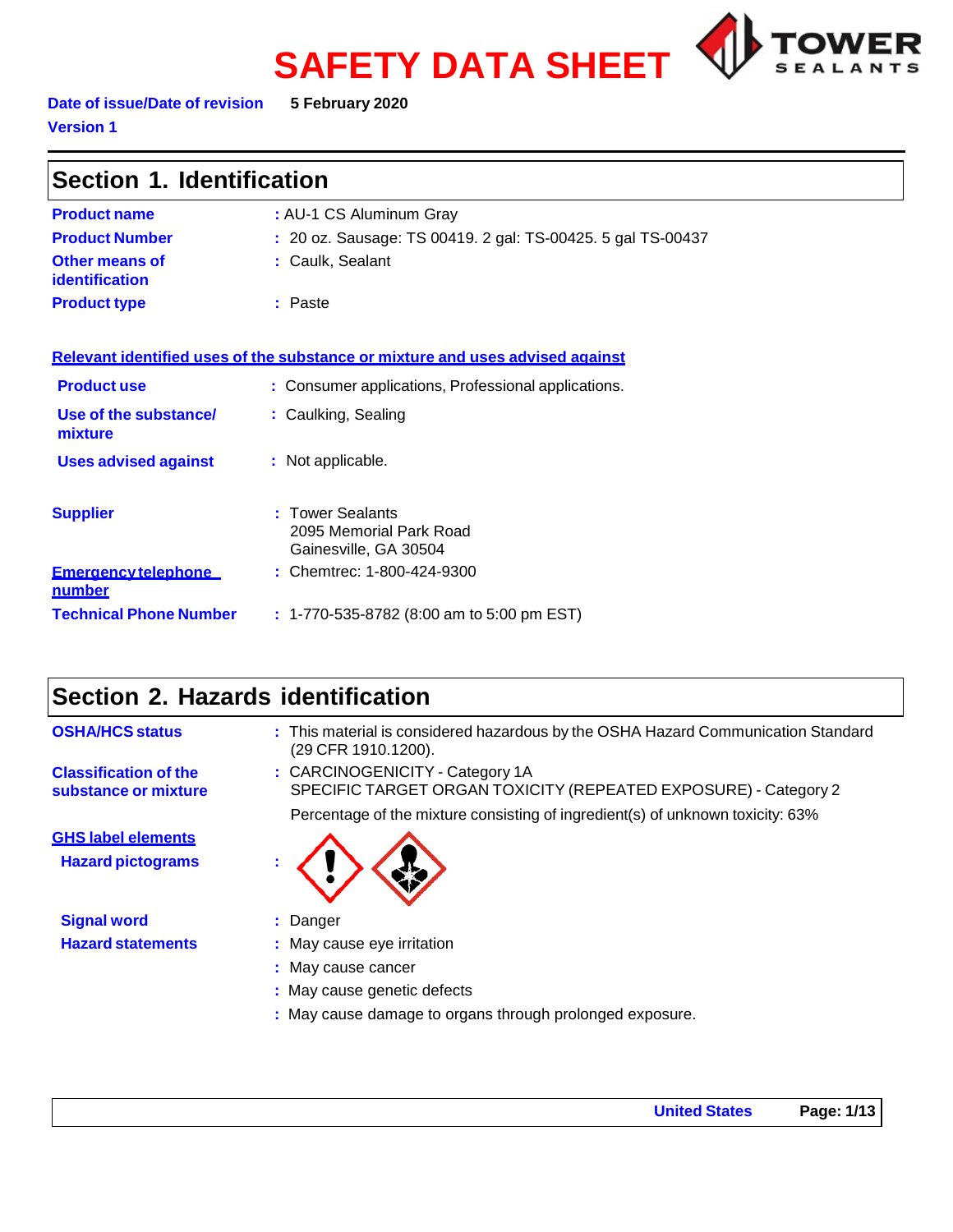# SAFETY DATA SHEET

TOWER SEALANTS

**Date of issue/Date of revision** 5 February 2020

**Version 1**

## Section 1. Identification

**Product name** : AU-1 CS Aluminum Gray

**Product Number** : 20 oz. Sausage: TS 00419. 2 gal: TS-00425. 5 gal TS-00437

**Other means of identification** : Caulk, Sealant

**Product type** : Paste

### Relevant identified uses of the substance or mixture and uses advised against

**Product use** : Consumer applications, Professional applications.

**Use of the substance/ mixture** : Caulking, Sealing

**Uses advised against** : Not applicable.

**Supplier** : Tower Sealants
2095 Memorial Park Road
Gainesville, GA 30504

**Emergency telephone number** : Chemtrec: 1-800-424-9300

**Technical Phone Number** : 1-770-535-8782 (8:00 am to 5:00 pm EST)

## Section 2. Hazards identification

**OSHA/HCS status** : This material is considered hazardous by the OSHA Hazard Communication Standard (29 CFR 1910.1200).

**Classification of the substance or mixture** : CARCINOGENICITY - Category 1A
SPECIFIC TARGET ORGAN TOXICITY (REPEATED EXPOSURE) - Category 2

Percentage of the mixture consisting of ingredient(s) of unknown toxicity: 63%

### GHS label elements

**Hazard pictograms** :

**Signal word** : Danger

**Hazard statements** : May cause eye irritation
: May cause cancer
: May cause genetic defects
: May cause damage to organs through prolonged exposure.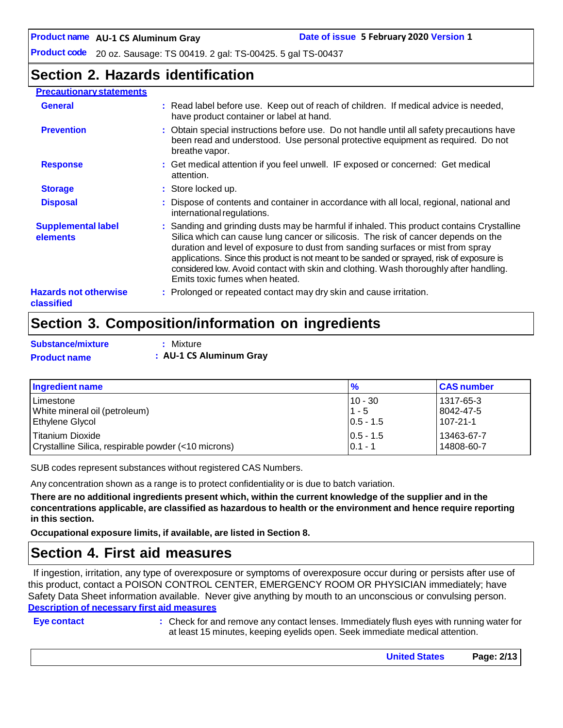## Section 2. Hazards identification

**Precautionary statements**

**General** : Read label before use. Keep out of reach of children. If medical advice is needed, have product container or label at hand.

**Prevention** : Obtain special instructions before use. Do not handle until all safety precautions have been read and understood. Use personal protective equipment as required. Do not breathe vapor.

**Response** : Get medical attention if you feel unwell. IF exposed or concerned: Get medical attention.

**Storage** : Store locked up.

**Disposal** : Dispose of contents and container in accordance with all local, regional, national and international regulations.

**Supplemental label elements** : Sanding and grinding dusts may be harmful if inhaled. This product contains Crystalline Silica which can cause lung cancer or silicosis. The risk of cancer depends on the duration and level of exposure to dust from sanding surfaces or mist from spray applications. Since this product is not meant to be sanded or sprayed, risk of exposure is considered low. Avoid contact with skin and clothing. Wash thoroughly after handling. Emits toxic fumes when heated.

**Hazards not otherwise classified** : Prolonged or repeated contact may dry skin and cause irritation.

## Section 3. Composition/information on ingredients

**Substance/mixture** : Mixture

**Product name** : **AU-1 CS Aluminum Gray**

| Ingredient name | % | CAS number |
|---|---|---|
| Limestone | 10 - 30 | 1317-65-3 |
| White mineral oil (petroleum) | 1 - 5 | 8042-47-5 |
| Ethylene Glycol | 0.5 - 1.5 | 107-21-1 |
| Titanium Dioxide | 0.5 - 1.5 | 13463-67-7 |
| Crystalline Silica, respirable powder (<10 microns) | 0.1 - 1 | 14808-60-7 |

SUB codes represent substances without registered CAS Numbers.

Any concentration shown as a range is to protect confidentiality or is due to batch variation.

**There are no additional ingredients present which, within the current knowledge of the supplier and in the concentrations applicable, are classified as hazardous to health or the environment and hence require reporting in this section.**

**Occupational exposure limits, if available, are listed in Section 8.**

## Section 4. First aid measures

If ingestion, irritation, any type of overexposure or symptoms of overexposure occur during or persists after use of this product, contact a POISON CONTROL CENTER, EMERGENCY ROOM OR PHYSICIAN immediately; have Safety Data Sheet information available. Never give anything by mouth to an unconscious or convulsing person.

**Description of necessary first aid measures**

**Eye contact** : Check for and remove any contact lenses. Immediately flush eyes with running water for at least 15 minutes, keeping eyelids open. Seek immediate medical attention.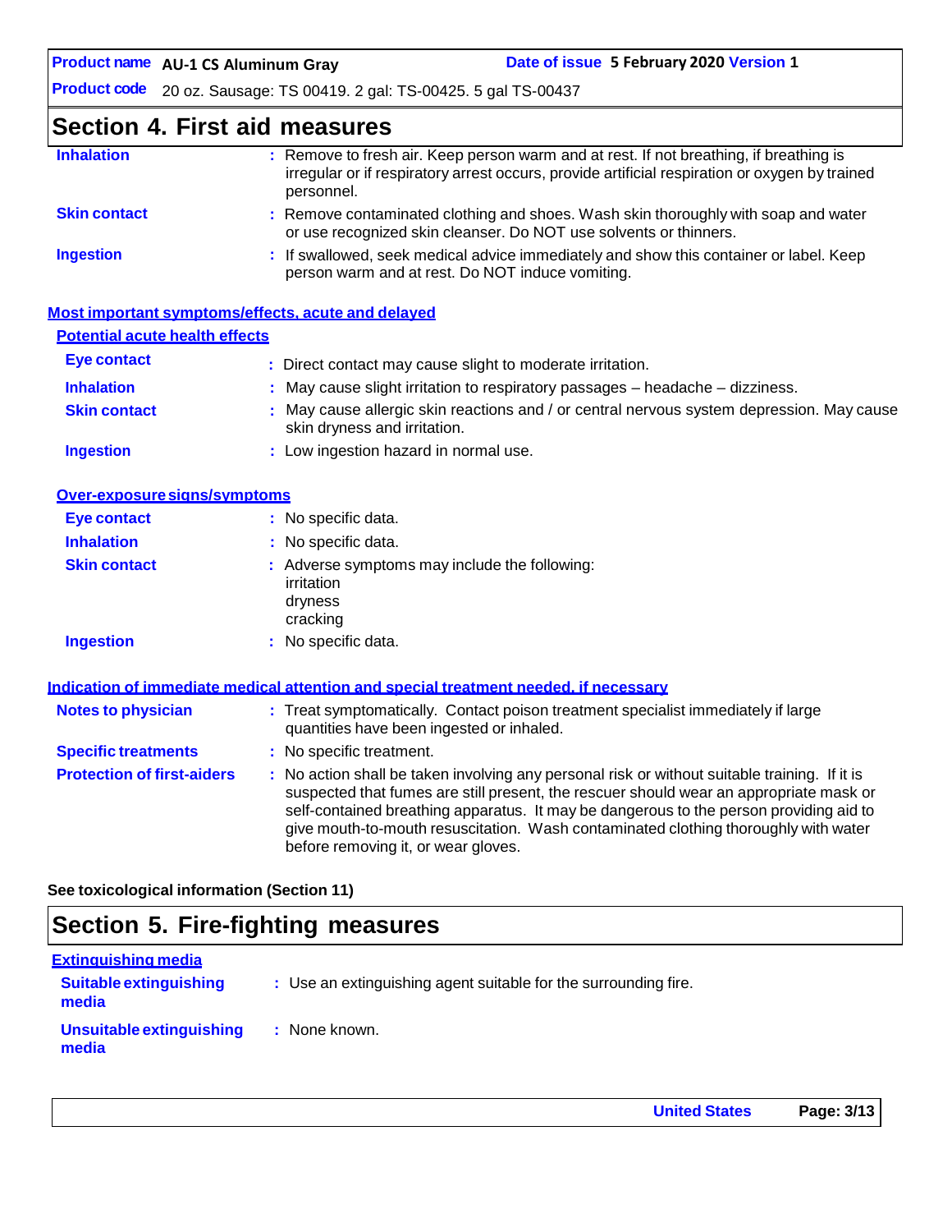## Section 4. First aid measures

| | |
|---|---|
| **Inhalation** | Remove to fresh air. Keep person warm and at rest. If not breathing, if breathing is irregular or if respiratory arrest occurs, provide artificial respiration or oxygen by trained personnel. |
| **Skin contact** | Remove contaminated clothing and shoes. Wash skin thoroughly with soap and water or use recognized skin cleanser. Do NOT use solvents or thinners. |
| **Ingestion** | If swallowed, seek medical advice immediately and show this container or label. Keep person warm and at rest. Do NOT induce vomiting. |

### Most important symptoms/effects, acute and delayed

#### Potential acute health effects

| | |
|---|---|
| **Eye contact** | Direct contact may cause slight to moderate irritation. |
| **Inhalation** | May cause slight irritation to respiratory passages – headache – dizziness. |
| **Skin contact** | May cause allergic skin reactions and / or central nervous system depression. May cause skin dryness and irritation. |
| **Ingestion** | Low ingestion hazard in normal use. |

#### Over-exposure signs/symptoms

| | |
|---|---|
| **Eye contact** | No specific data. |
| **Inhalation** | No specific data. |
| **Skin contact** | Adverse symptoms may include the following: irritation dryness cracking |
| **Ingestion** | No specific data. |

### Indication of immediate medical attention and special treatment needed, if necessary

| | |
|---|---|
| **Notes to physician** | Treat symptomatically. Contact poison treatment specialist immediately if large quantities have been ingested or inhaled. |
| **Specific treatments** | No specific treatment. |
| **Protection of first-aiders** | No action shall be taken involving any personal risk or without suitable training. If it is suspected that fumes are still present, the rescuer should wear an appropriate mask or self-contained breathing apparatus. It may be dangerous to the person providing aid to give mouth-to-mouth resuscitation. Wash contaminated clothing thoroughly with water before removing it, or wear gloves. |

**See toxicological information (Section 11)**

## Section 5. Fire-fighting measures

### Extinguishing media

| | |
|---|---|
| **Suitable extinguishing media** | Use an extinguishing agent suitable for the surrounding fire. |
| **Unsuitable extinguishing media** | None known. |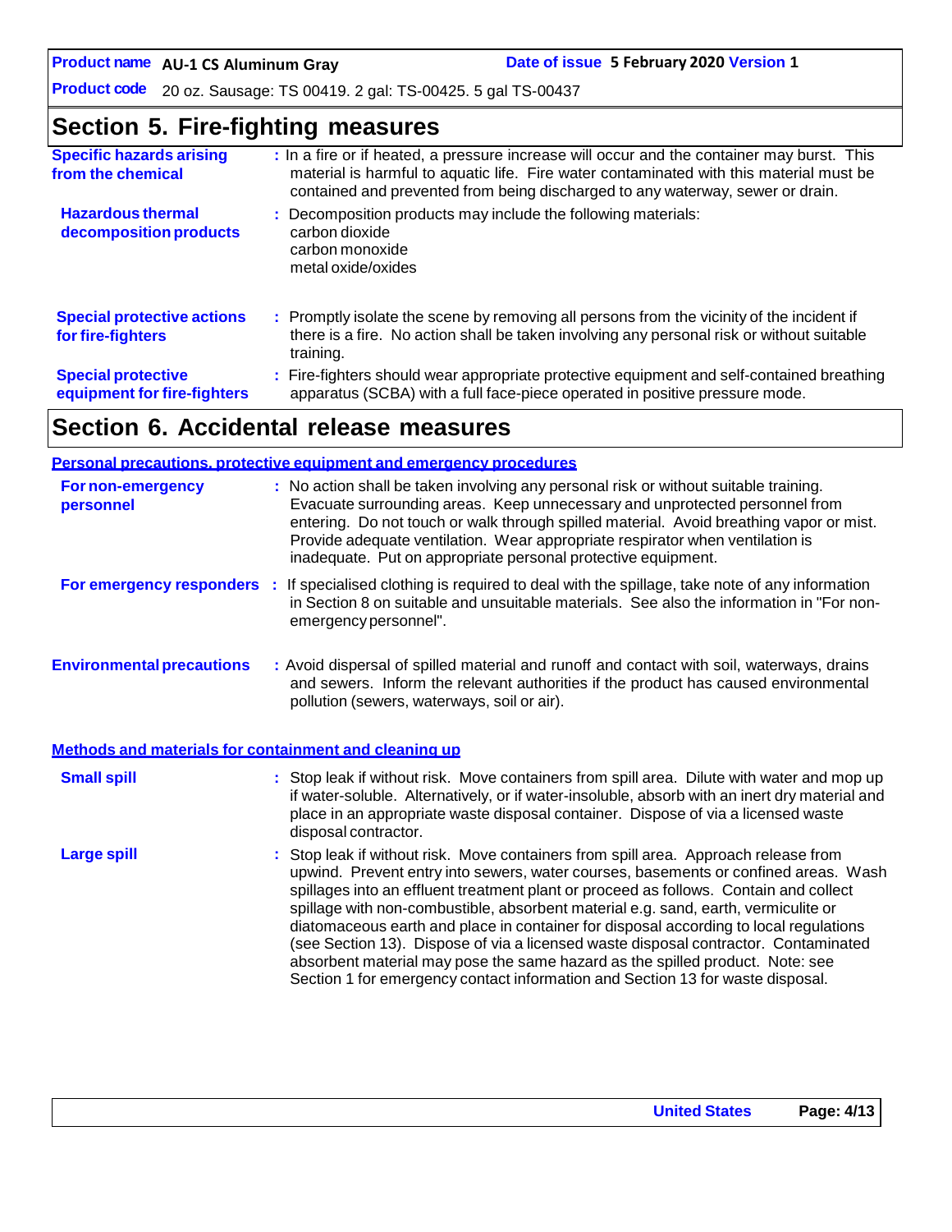## Section 5. Fire-fighting measures

**Specific hazards arising from the chemical** : In a fire or if heated, a pressure increase will occur and the container may burst. This material is harmful to aquatic life. Fire water contaminated with this material must be contained and prevented from being discharged to any waterway, sewer or drain.

**Hazardous thermal decomposition products** : Decomposition products may include the following materials:
carbon dioxide
carbon monoxide
metal oxide/oxides

**Special protective actions for fire-fighters** : Promptly isolate the scene by removing all persons from the vicinity of the incident if there is a fire. No action shall be taken involving any personal risk or without suitable training.

**Special protective equipment for fire-fighters** : Fire-fighters should wear appropriate protective equipment and self-contained breathing apparatus (SCBA) with a full face-piece operated in positive pressure mode.

## Section 6. Accidental release measures

### Personal precautions, protective equipment and emergency procedures

**For non-emergency personnel** : No action shall be taken involving any personal risk or without suitable training. Evacuate surrounding areas. Keep unnecessary and unprotected personnel from entering. Do not touch or walk through spilled material. Avoid breathing vapor or mist. Provide adequate ventilation. Wear appropriate respirator when ventilation is inadequate. Put on appropriate personal protective equipment.

**For emergency responders** : If specialised clothing is required to deal with the spillage, take note of any information in Section 8 on suitable and unsuitable materials. See also the information in "For non-emergency personnel".

**Environmental precautions** : Avoid dispersal of spilled material and runoff and contact with soil, waterways, drains and sewers. Inform the relevant authorities if the product has caused environmental pollution (sewers, waterways, soil or air).

### Methods and materials for containment and cleaning up

**Small spill** : Stop leak if without risk. Move containers from spill area. Dilute with water and mop up if water-soluble. Alternatively, or if water-insoluble, absorb with an inert dry material and place in an appropriate waste disposal container. Dispose of via a licensed waste disposal contractor.

**Large spill** : Stop leak if without risk. Move containers from spill area. Approach release from upwind. Prevent entry into sewers, water courses, basements or confined areas. Wash spillages into an effluent treatment plant or proceed as follows. Contain and collect spillage with non-combustible, absorbent material e.g. sand, earth, vermiculite or diatomaceous earth and place in container for disposal according to local regulations (see Section 13). Dispose of via a licensed waste disposal contractor. Contaminated absorbent material may pose the same hazard as the spilled product. Note: see Section 1 for emergency contact information and Section 13 for waste disposal.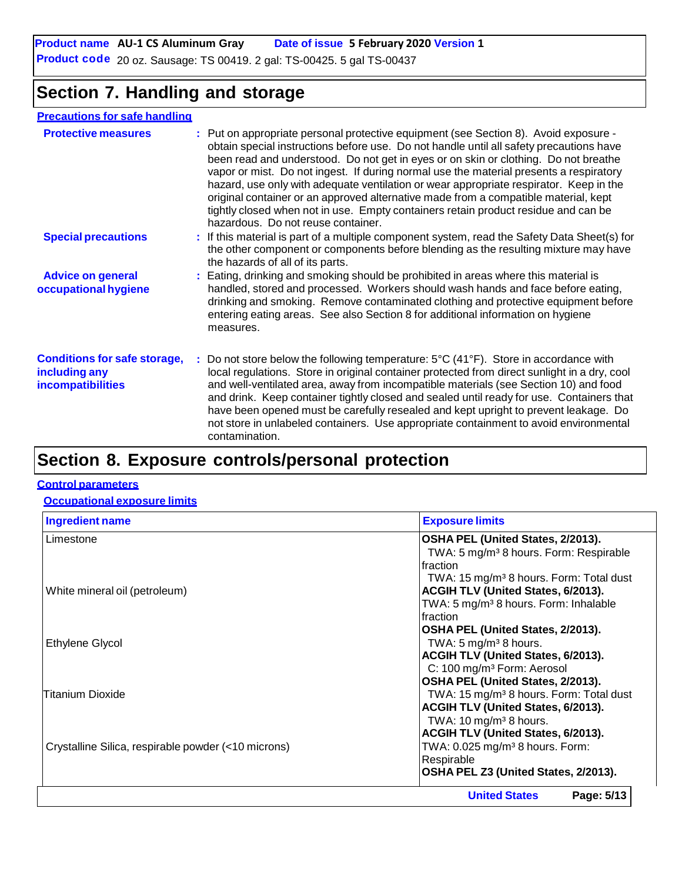Product name AU-1 CS Aluminum Gray Date of issue 5 February 2020 Version 1
Product code 20 oz. Sausage: TS 00419. 2 gal: TS-00425. 5 gal TS-00437

## Section 7. Handling and storage

### Precautions for safe handling

**Protective measures** : Put on appropriate personal protective equipment (see Section 8). Avoid exposure - obtain special instructions before use. Do not handle until all safety precautions have been read and understood. Do not get in eyes or on skin or clothing. Do not breathe vapor or mist. Do not ingest. If during normal use the material presents a respiratory hazard, use only with adequate ventilation or wear appropriate respirator. Keep in the original container or an approved alternative made from a compatible material, kept tightly closed when not in use. Empty containers retain product residue and can be hazardous. Do not reuse container.

**Special precautions** : If this material is part of a multiple component system, read the Safety Data Sheet(s) for the other component or components before blending as the resulting mixture may have the hazards of all of its parts.

**Advice on general occupational hygiene** : Eating, drinking and smoking should be prohibited in areas where this material is handled, stored and processed. Workers should wash hands and face before eating, drinking and smoking. Remove contaminated clothing and protective equipment before entering eating areas. See also Section 8 for additional information on hygiene measures.

**Conditions for safe storage, including any incompatibilities** : Do not store below the following temperature: 5°C (41°F). Store in accordance with local regulations. Store in original container protected from direct sunlight in a dry, cool and well-ventilated area, away from incompatible materials (see Section 10) and food and drink. Keep container tightly closed and sealed until ready for use. Containers that have been opened must be carefully resealed and kept upright to prevent leakage. Do not store in unlabeled containers. Use appropriate containment to avoid environmental contamination.

## Section 8. Exposure controls/personal protection

### Control parameters

#### Occupational exposure limits

| Ingredient name | Exposure limits |
|---|---|
| Limestone | **OSHA PEL (United States, 2/2013).**<br>TWA: 5 mg/m³ 8 hours. Form: Respirable fraction<br>TWA: 15 mg/m³ 8 hours. Form: Total dust |
| White mineral oil (petroleum) | **ACGIH TLV (United States, 6/2013).**<br>TWA: 5 mg/m³ 8 hours. Form: Inhalable fraction<br>**OSHA PEL (United States, 2/2013).**<br>TWA: 5 mg/m³ 8 hours. |
| Ethylene Glycol | **ACGIH TLV (United States, 6/2013).**<br>C: 100 mg/m³ Form: Aerosol<br>**OSHA PEL (United States, 2/2013).** |
| Titanium Dioxide | TWA: 15 mg/m³ 8 hours. Form: Total dust<br>**ACGIH TLV (United States, 6/2013).**<br>TWA: 10 mg/m³ 8 hours. |
| Crystalline Silica, respirable powder (<10 microns) | **ACGIH TLV (United States, 6/2013).**<br>TWA: 0.025 mg/m³ 8 hours. Form: Respirable<br>**OSHA PEL Z3 (United States, 2/2013).** |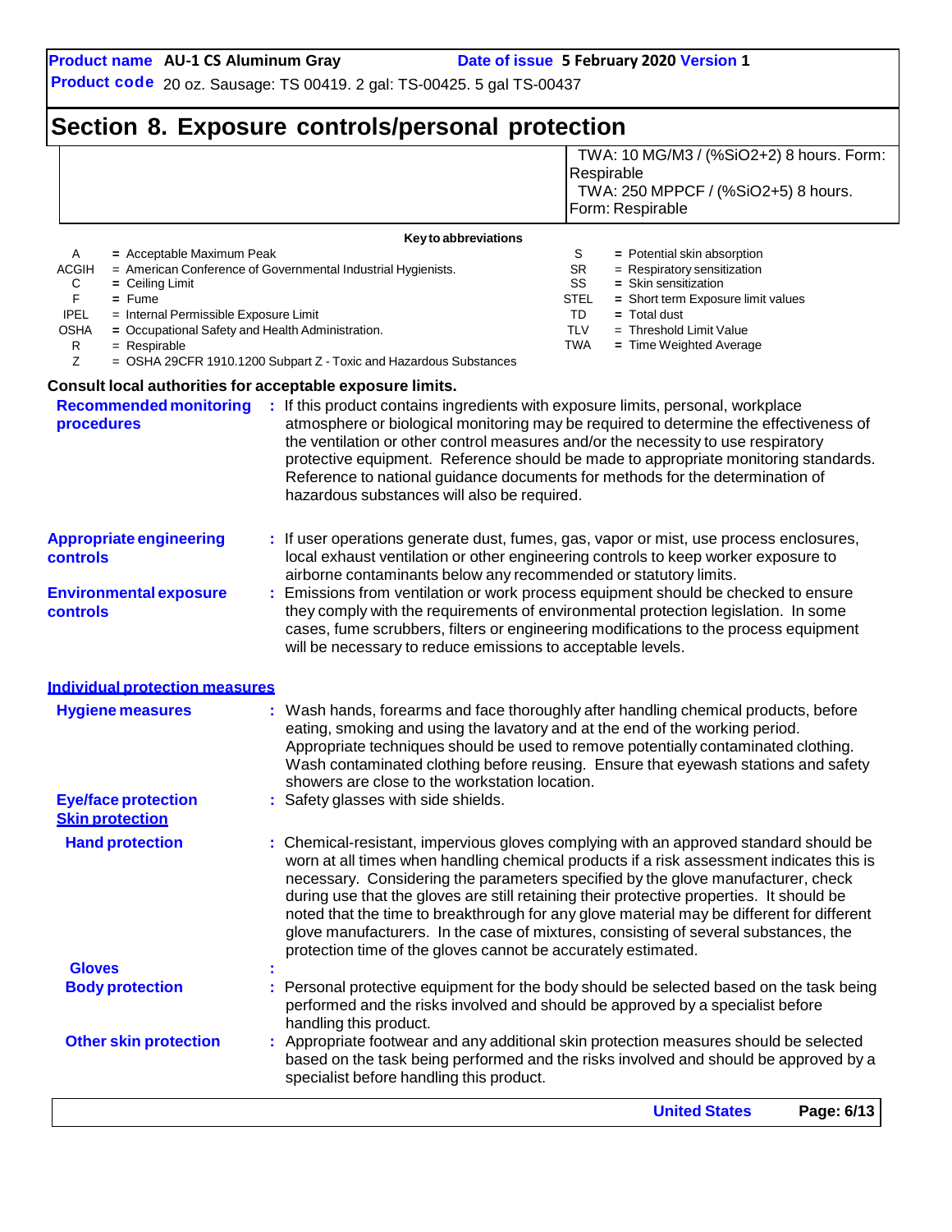## Section 8. Exposure controls/personal protection

| | |
|---|---|
| | TWA: 10 MG/M3 / (%SiO2+2) 8 hours. Form: Respirable<br>TWA: 250 MPPCF / (%SiO2+5) 8 hours. Form: Respirable |

**Key to abbreviations**

| | | | |
|---|---|---|---|
| A | = Acceptable Maximum Peak | S | = Potential skin absorption |
| ACGIH | = American Conference of Governmental Industrial Hygienists. | SR | = Respiratory sensitization |
| C | = Ceiling Limit | SS | = Skin sensitization |
| F | = Fume | STEL | = Short term Exposure limit values |
| IPEL | = Internal Permissible Exposure Limit | TD | = Total dust |
| OSHA | = Occupational Safety and Health Administration. | TLV | = Threshold Limit Value |
| R | = Respirable | TWA | = Time Weighted Average |
| Z | = OSHA 29CFR 1910.1200 Subpart Z - Toxic and Hazardous Substances | | |

**Consult local authorities for acceptable exposure limits.**

**Recommended monitoring procedures** : If this product contains ingredients with exposure limits, personal, workplace atmosphere or biological monitoring may be required to determine the effectiveness of the ventilation or other control measures and/or the necessity to use respiratory protective equipment. Reference should be made to appropriate monitoring standards. Reference to national guidance documents for methods for the determination of hazardous substances will also be required.

**Appropriate engineering controls** : If user operations generate dust, fumes, gas, vapor or mist, use process enclosures, local exhaust ventilation or other engineering controls to keep worker exposure to airborne contaminants below any recommended or statutory limits.

**Environmental exposure controls** : Emissions from ventilation or work process equipment should be checked to ensure they comply with the requirements of environmental protection legislation. In some cases, fume scrubbers, filters or engineering modifications to the process equipment will be necessary to reduce emissions to acceptable levels.

### Individual protection measures

**Hygiene measures** : Wash hands, forearms and face thoroughly after handling chemical products, before eating, smoking and using the lavatory and at the end of the working period. Appropriate techniques should be used to remove potentially contaminated clothing. Wash contaminated clothing before reusing. Ensure that eyewash stations and safety showers are close to the workstation location.

**Eye/face protection** : Safety glasses with side shields.

**Skin protection**

**Hand protection** : Chemical-resistant, impervious gloves complying with an approved standard should be worn at all times when handling chemical products if a risk assessment indicates this is necessary. Considering the parameters specified by the glove manufacturer, check during use that the gloves are still retaining their protective properties. It should be noted that the time to breakthrough for any glove material may be different for different glove manufacturers. In the case of mixtures, consisting of several substances, the protection time of the gloves cannot be accurately estimated.

**Gloves** :

**Body protection** : Personal protective equipment for the body should be selected based on the task being performed and the risks involved and should be approved by a specialist before handling this product.

**Other skin protection** : Appropriate footwear and any additional skin protection measures should be selected based on the task being performed and the risks involved and should be approved by a specialist before handling this product.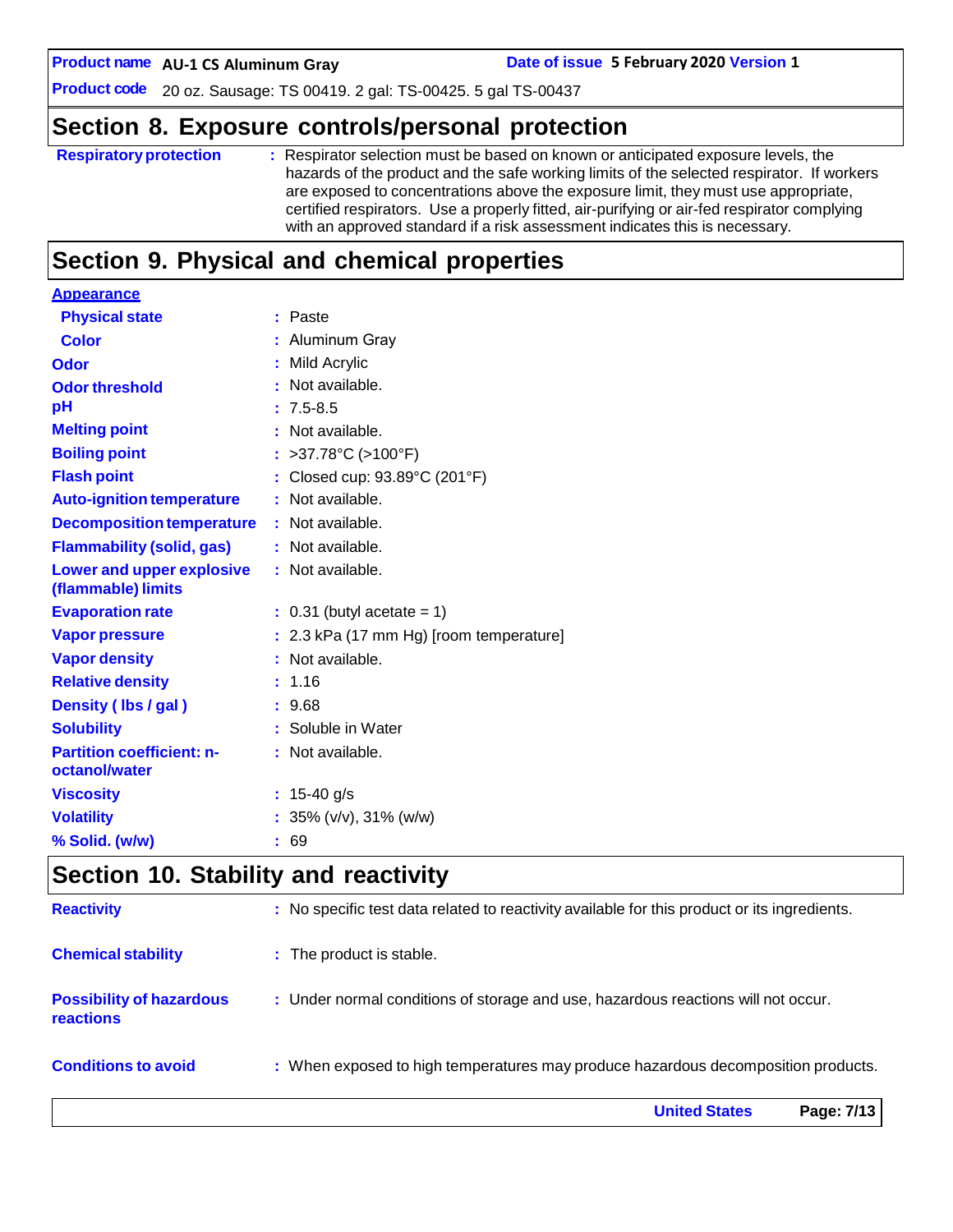## Section 8. Exposure controls/personal protection

| | |
|---|---|
| **Respiratory protection** | : Respirator selection must be based on known or anticipated exposure levels, the hazards of the product and the safe working limits of the selected respirator. If workers are exposed to concentrations above the exposure limit, they must use appropriate, certified respirators. Use a properly fitted, air-purifying or air-fed respirator complying with an approved standard if a risk assessment indicates this is necessary. |

## Section 9. Physical and chemical properties

| | |
|---|---|
| **Appearance** | |
| **Physical state** | : Paste |
| **Color** | : Aluminum Gray |
| **Odor** | : Mild Acrylic |
| **Odor threshold** | : Not available. |
| **pH** | : 7.5-8.5 |
| **Melting point** | : Not available. |
| **Boiling point** | : >37.78°C (>100°F) |
| **Flash point** | : Closed cup: 93.89°C (201°F) |
| **Auto-ignition temperature** | : Not available. |
| **Decomposition temperature** | : Not available. |
| **Flammability (solid, gas)** | : Not available. |
| **Lower and upper explosive (flammable) limits** | : Not available. |
| **Evaporation rate** | : 0.31 (butyl acetate = 1) |
| **Vapor pressure** | : 2.3 kPa (17 mm Hg) [room temperature] |
| **Vapor density** | : Not available. |
| **Relative density** | : 1.16 |
| **Density ( lbs / gal )** | : 9.68 |
| **Solubility** | : Soluble in Water |
| **Partition coefficient: n-octanol/water** | : Not available. |
| **Viscosity** | : 15-40 g/s |
| **Volatility** | : 35% (v/v), 31% (w/w) |
| **% Solid. (w/w)** | : 69 |

## Section 10. Stability and reactivity

| | |
|---|---|
| **Reactivity** | : No specific test data related to reactivity available for this product or its ingredients. |
| **Chemical stability** | : The product is stable. |
| **Possibility of hazardous reactions** | : Under normal conditions of storage and use, hazardous reactions will not occur. |
| **Conditions to avoid** | : When exposed to high temperatures may produce hazardous decomposition products. |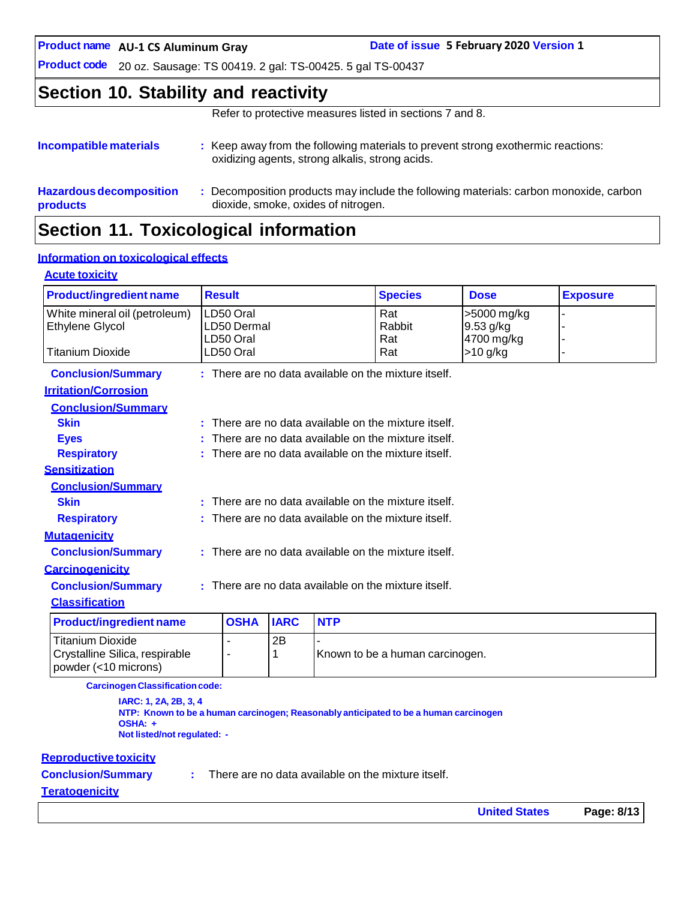Product name AU-1 CS Aluminum Gray

Product code 20 oz. Sausage: TS 00419. 2 gal: TS-00425. 5 gal TS-00437

Date of issue 5 February 2020 Version 1

## Section 10. Stability and reactivity

Refer to protective measures listed in sections 7 and 8.

**Incompatible materials** : Keep away from the following materials to prevent strong exothermic reactions: oxidizing agents, strong alkalis, strong acids.

**Hazardous decomposition products** : Decomposition products may include the following materials: carbon monoxide, carbon dioxide, smoke, oxides of nitrogen.

## Section 11. Toxicological information

### Information on toxicological effects

#### Acute toxicity

| Product/ingredient name | Result | Species | Dose | Exposure |
|---|---|---|---|---|
| White mineral oil (petroleum) | LD50 Oral | Rat | >5000 mg/kg | - |
| Ethylene Glycol | LD50 Dermal | Rabbit | 9.53 g/kg | - |
| | LD50 Oral | Rat | 4700 mg/kg | - |
| Titanium Dioxide | LD50 Oral | Rat | >10 g/kg | - |

**Conclusion/Summary** : There are no data available on the mixture itself.

#### Irritation/Corrosion

**Conclusion/Summary**

**Skin** : There are no data available on the mixture itself.

**Eyes** : There are no data available on the mixture itself.

**Respiratory** : There are no data available on the mixture itself.

#### Sensitization

**Conclusion/Summary**

**Skin** : There are no data available on the mixture itself.

**Respiratory** : There are no data available on the mixture itself.

#### Mutagenicity

**Conclusion/Summary** : There are no data available on the mixture itself.

#### Carcinogenicity

**Conclusion/Summary** : There are no data available on the mixture itself.

**Classification**

| Product/ingredient name | OSHA | IARC | NTP |
|---|---|---|---|
| Titanium Dioxide | - | 2B | - |
| Crystalline Silica, respirable powder (<10 microns) | - | 1 | Known to be a human carcinogen. |

**Carcinogen Classification code:**

**IARC: 1, 2A, 2B, 3, 4**
**NTP: Known to be a human carcinogen; Reasonably anticipated to be a human carcinogen**
**OSHA: +**
**Not listed/not regulated: -**

#### Reproductive toxicity

**Conclusion/Summary** : There are no data available on the mixture itself.

#### Teratogenicity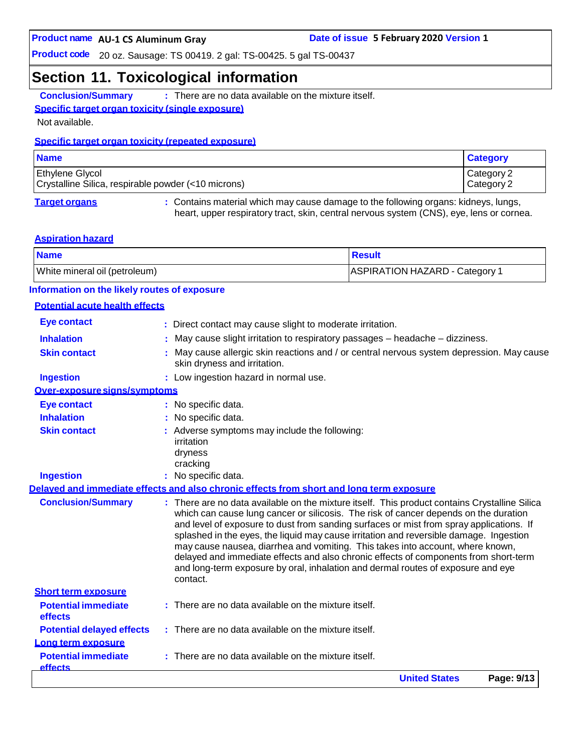## Section 11. Toxicological information

**Conclusion/Summary** : There are no data available on the mixture itself.

**Specific target organ toxicity (single exposure)**

Not available.

**Specific target organ toxicity (repeated exposure)**

| Name | Category |
|---|---|
| Ethylene Glycol | Category 2 |
| Crystalline Silica, respirable powder (<10 microns) | Category 2 |

**Target organs** : Contains material which may cause damage to the following organs: kidneys, lungs, heart, upper respiratory tract, skin, central nervous system (CNS), eye, lens or cornea.

**Aspiration hazard**

| Name | Result |
|---|---|
| White mineral oil (petroleum) | ASPIRATION HAZARD - Category 1 |

**Information on the likely routes of exposure**

**Potential acute health effects**

**Eye contact** : Direct contact may cause slight to moderate irritation.

**Inhalation** : May cause slight irritation to respiratory passages – headache – dizziness.

**Skin contact** : May cause allergic skin reactions and / or central nervous system depression. May cause skin dryness and irritation.

**Ingestion** : Low ingestion hazard in normal use.

**Over-exposure signs/symptoms**

**Eye contact** : No specific data.

**Inhalation** : No specific data.

**Skin contact** : Adverse symptoms may include the following:
irritation
dryness
cracking

**Ingestion** : No specific data.

**Delayed and immediate effects and also chronic effects from short and long term exposure**

**Conclusion/Summary** : There are no data available on the mixture itself. This product contains Crystalline Silica which can cause lung cancer or silicosis. The risk of cancer depends on the duration and level of exposure to dust from sanding surfaces or mist from spray applications. If splashed in the eyes, the liquid may cause irritation and reversible damage. Ingestion may cause nausea, diarrhea and vomiting. This takes into account, where known, delayed and immediate effects and also chronic effects of components from short-term and long-term exposure by oral, inhalation and dermal routes of exposure and eye contact.

**Short term exposure**

**Potential immediate effects** : There are no data available on the mixture itself.

**Potential delayed effects** : There are no data available on the mixture itself.

**Long term exposure**

**Potential immediate effects** : There are no data available on the mixture itself.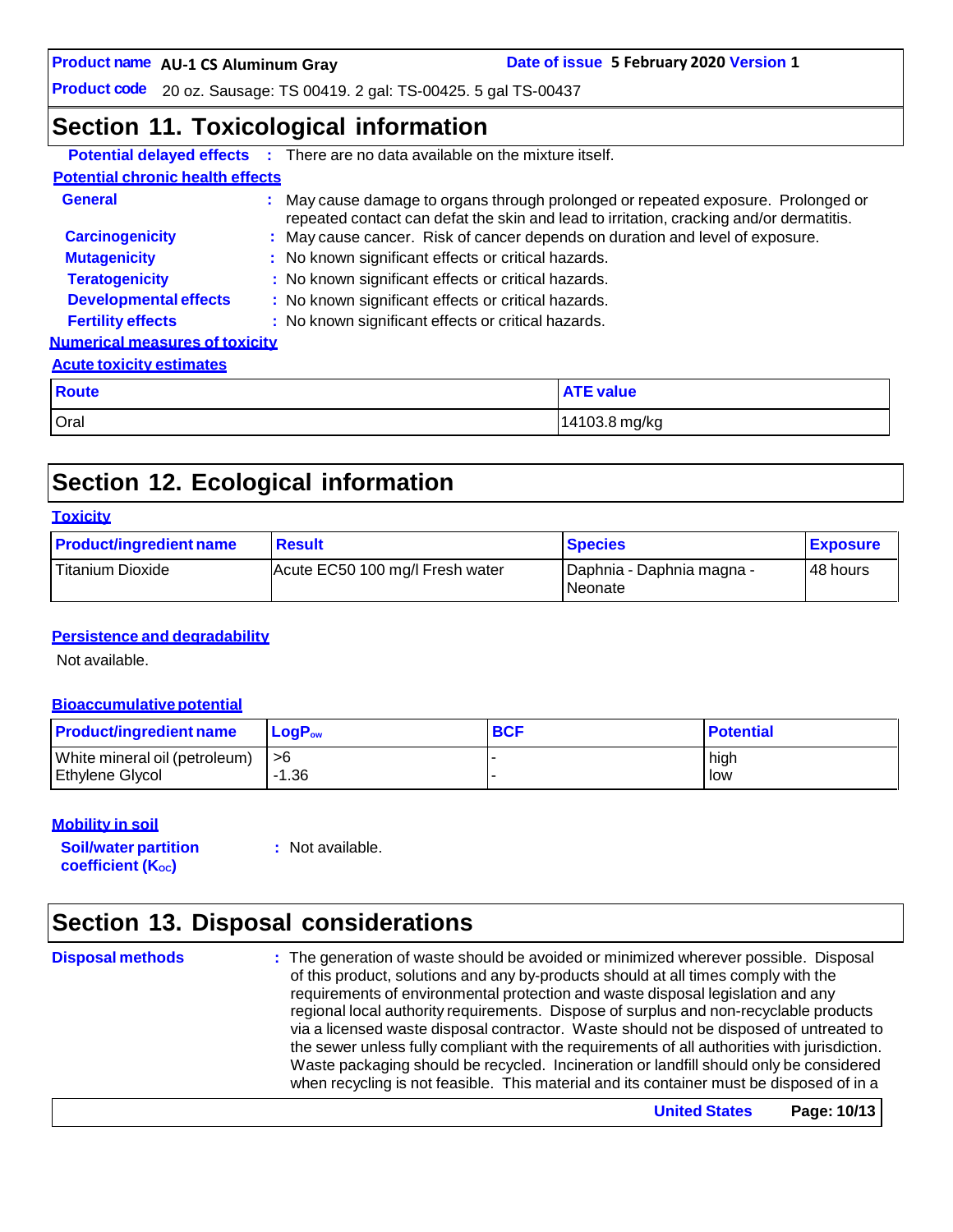## Section 11. Toxicological information

**Potential delayed effects** : There are no data available on the mixture itself.

**Potential chronic health effects**

**General** : May cause damage to organs through prolonged or repeated exposure. Prolonged or repeated contact can defat the skin and lead to irritation, cracking and/or dermatitis.

**Carcinogenicity** : May cause cancer. Risk of cancer depends on duration and level of exposure.

**Mutagenicity** : No known significant effects or critical hazards.

**Teratogenicity** : No known significant effects or critical hazards.

**Developmental effects** : No known significant effects or critical hazards.

**Fertility effects** : No known significant effects or critical hazards.

**Numerical measures of toxicity**

**Acute toxicity estimates**

| Route | ATE value |
|---|---|
| Oral | 14103.8 mg/kg |

## Section 12. Ecological information

**Toxicity**

| Product/ingredient name | Result | Species | Exposure |
|---|---|---|---|
| Titanium Dioxide | Acute EC50 100 mg/l Fresh water | Daphnia - Daphnia magna - Neonate | 48 hours |

**Persistence and degradability**

Not available.

**Bioaccumulative potential**

| Product/ingredient name | $LogP_{ow}$ | BCF | Potential |
|---|---|---|---|
| White mineral oil (petroleum) | >6 | - | high |
| Ethylene Glycol | -1.36 | - | low |

**Mobility in soil**

**Soil/water partition coefficient ($K_{OC}$)** : Not available.

## Section 13. Disposal considerations

**Disposal methods** : The generation of waste should be avoided or minimized wherever possible. Disposal of this product, solutions and any by-products should at all times comply with the requirements of environmental protection and waste disposal legislation and any regional local authority requirements. Dispose of surplus and non-recyclable products via a licensed waste disposal contractor. Waste should not be disposed of untreated to the sewer unless fully compliant with the requirements of all authorities with jurisdiction. Waste packaging should be recycled. Incineration or landfill should only be considered when recycling is not feasible. This material and its container must be disposed of in a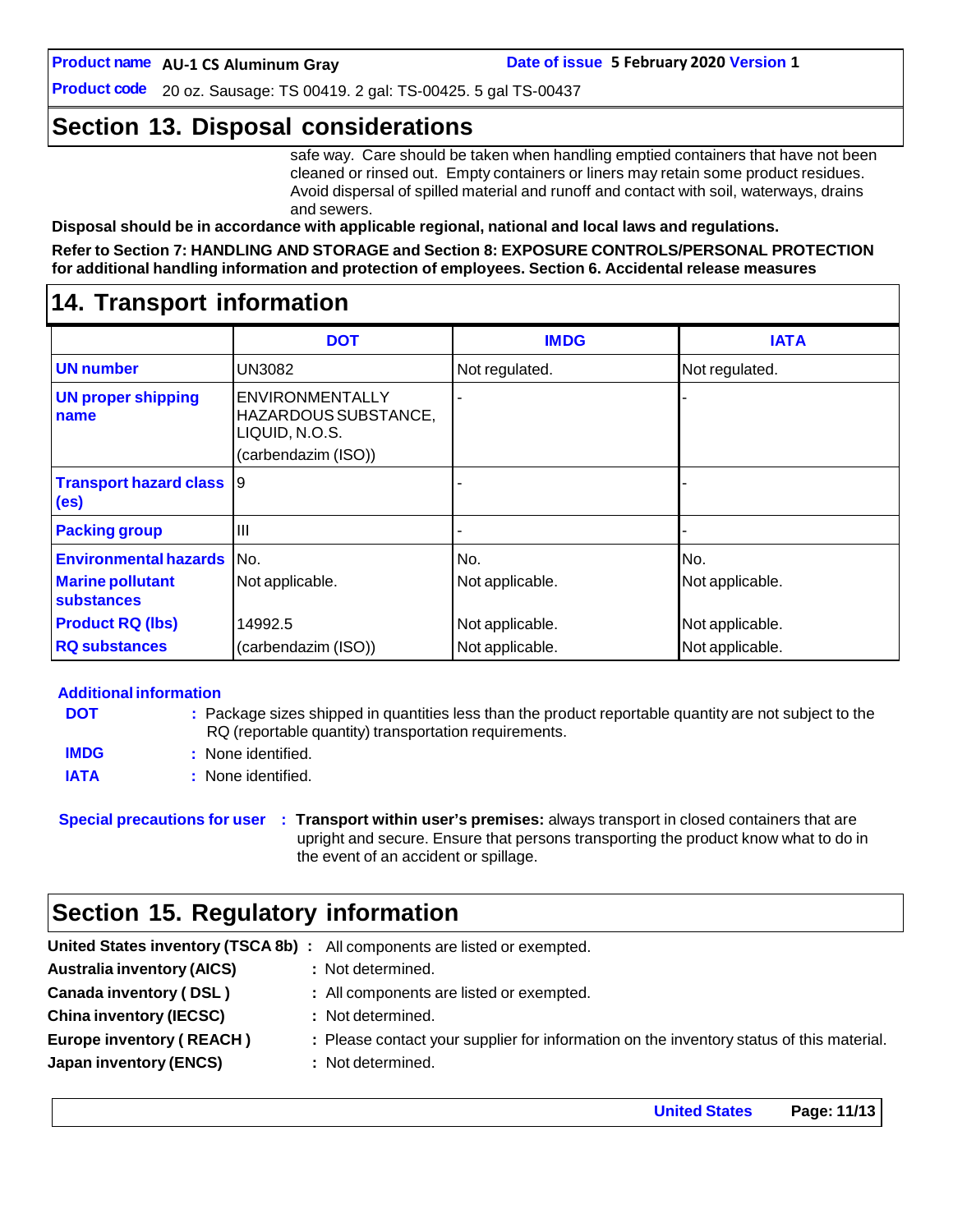## Section 13. Disposal considerations

safe way. Care should be taken when handling emptied containers that have not been cleaned or rinsed out. Empty containers or liners may retain some product residues. Avoid dispersal of spilled material and runoff and contact with soil, waterways, drains and sewers.

**Disposal should be in accordance with applicable regional, national and local laws and regulations.**

**Refer to Section 7: HANDLING AND STORAGE and Section 8: EXPOSURE CONTROLS/PERSONAL PROTECTION for additional handling information and protection of employees. Section 6. Accidental release measures**

## 14. Transport information

| | DOT | IMDG | IATA |
|---|---|---|---|
| UN number | UN3082 | Not regulated. | Not regulated. |
| UN proper shipping name | ENVIRONMENTALLY HAZARDOUS SUBSTANCE, LIQUID, N.O.S. (carbendazim (ISO)) | - | - |
| Transport hazard class (es) | 9 | - | - |
| Packing group | III | - | - |
| Environmental hazards | No. | No. | No. |
| Marine pollutant substances | Not applicable. | Not applicable. | Not applicable. |
| Product RQ (lbs) | 14992.5 | Not applicable. | Not applicable. |
| RQ substances | (carbendazim (ISO)) | Not applicable. | Not applicable. |

**Additional information**

**DOT** : Package sizes shipped in quantities less than the product reportable quantity are not subject to the RQ (reportable quantity) transportation requirements.

**IMDG** : None identified.

**IATA** : None identified.

**Special precautions for user** : **Transport within user's premises:** always transport in closed containers that are upright and secure. Ensure that persons transporting the product know what to do in the event of an accident or spillage.

## Section 15. Regulatory information

**United States inventory (TSCA 8b)** : All components are listed or exempted.

**Australia inventory (AICS)** : Not determined.

**Canada inventory ( DSL )** : All components are listed or exempted.

**China inventory (IECSC)** : Not determined.

**Europe inventory ( REACH )** : Please contact your supplier for information on the inventory status of this material.

**Japan inventory (ENCS)** : Not determined.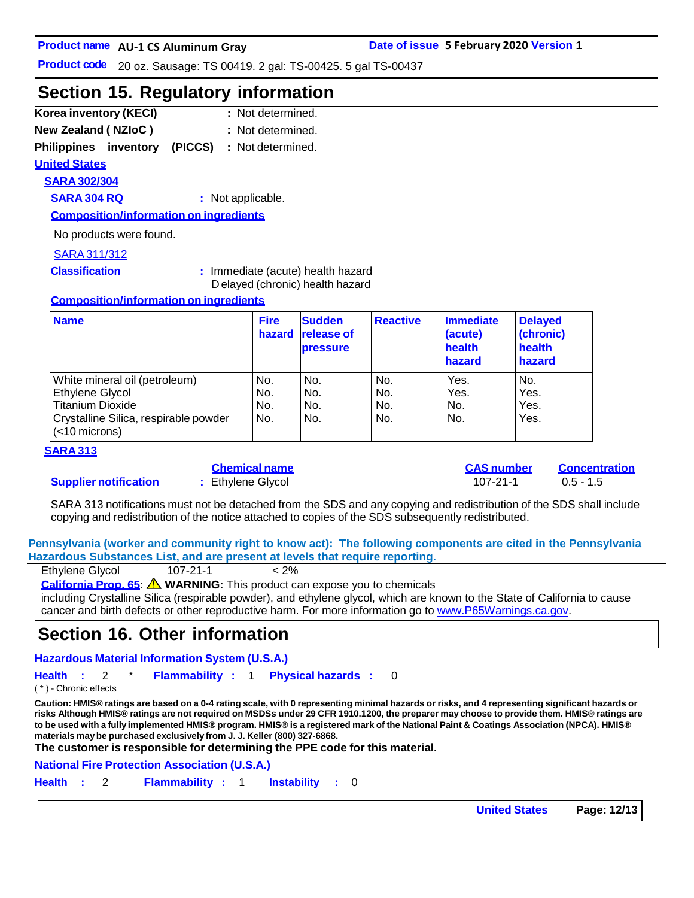**Product name** AU-1 CS Aluminum Gray **Date of issue** 5 February 2020 **Version** 1

**Product code** 20 oz. Sausage: TS 00419. 2 gal: TS-00425. 5 gal TS-00437

# Section 15. Regulatory information

**Korea inventory (KECI)** : Not determined.

**New Zealand ( NZIoC )** : Not determined.

**Philippines inventory (PICCS)** : Not determined.

**United States**

**SARA 302/304**

**SARA 304 RQ** : Not applicable.

**Composition/information on ingredients**

No products were found.

**SARA 311/312**

**Classification** : Immediate (acute) health hazard
Delayed (chronic) health hazard

**Composition/information on ingredients**

| Name | Fire hazard | Sudden release of pressure | Reactive | Immediate (acute) health hazard | Delayed (chronic) health hazard |
|---|---|---|---|---|---|
| White mineral oil (petroleum) | No. | No. | No. | Yes. | No. |
| Ethylene Glycol | No. | No. | No. | Yes. | Yes. |
| Titanium Dioxide | No. | No. | No. | No. | Yes. |
| Crystalline Silica, respirable powder (<10 microns) | No. | No. | No. | No. | Yes. |

**SARA 313**

| | Chemical name | CAS number | Concentration |
|---|---|---|---|
| **Supplier notification** | Ethylene Glycol | 107-21-1 | 0.5 - 1.5 |

SARA 313 notifications must not be detached from the SDS and any copying and redistribution of the SDS shall include copying and redistribution of the notice attached to copies of the SDS subsequently redistributed.

**Pennsylvania (worker and community right to know act): The following components are cited in the Pennsylvania Hazardous Substances List, and are present at levels that require reporting.**

Ethylene Glycol 107-21-1 < 2%

**California Prop. 65**: ⚠ **WARNING:** This product can expose you to chemicals including Crystalline Silica (respirable powder), and ethylene glycol, which are known to the State of California to cause cancer and birth defects or other reproductive harm. For more information go to www.P65Warnings.ca.gov.

# Section 16. Other information

**Hazardous Material Information System (U.S.A.)**

**Health** : 2 * **Flammability** : 1 **Physical hazards** : 0

( * ) - Chronic effects

**Caution: HMIS® ratings are based on a 0-4 rating scale, with 0 representing minimal hazards or risks, and 4 representing significant hazards or risks Although HMIS® ratings are not required on MSDSs under 29 CFR 1910.1200, the preparer may choose to provide them. HMIS® ratings are to be used with a fully implemented HMIS® program. HMIS® is a registered mark of the National Paint & Coatings Association (NPCA). HMIS® materials may be purchased exclusively from J. J. Keller (800) 327-6868.**

**The customer is responsible for determining the PPE code for this material.**

**National Fire Protection Association (U.S.A.)**

**Health** : 2 **Flammability** : 1 **Instability** : 0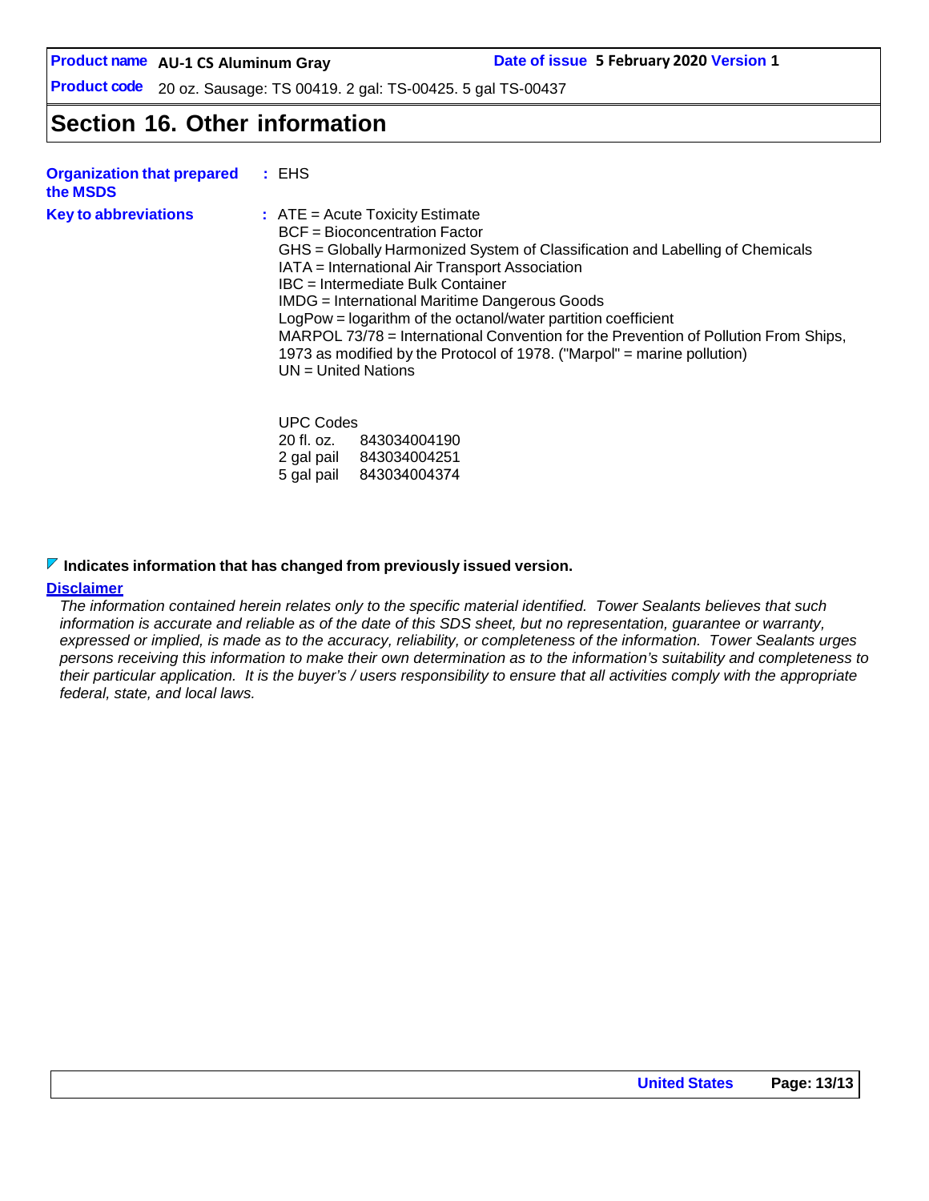## Section 16. Other information

**Organization that prepared the MSDS** : EHS

**Key to abbreviations** : ATE = Acute Toxicity Estimate
BCF = Bioconcentration Factor
GHS = Globally Harmonized System of Classification and Labelling of Chemicals
IATA = International Air Transport Association
IBC = Intermediate Bulk Container
IMDG = International Maritime Dangerous Goods
LogPow = logarithm of the octanol/water partition coefficient
MARPOL 73/78 = International Convention for the Prevention of Pollution From Ships, 1973 as modified by the Protocol of 1978. ("Marpol" = marine pollution)
UN = United Nations

UPC Codes

| | |
|---|---|
| 20 fl. oz. | 843034004190 |
| 2 gal pail | 843034004251 |
| 5 gal pail | 843034004374 |

**Indicates information that has changed from previously issued version.**

**Disclaimer**

*The information contained herein relates only to the specific material identified. Tower Sealants believes that such information is accurate and reliable as of the date of this SDS sheet, but no representation, guarantee or warranty, expressed or implied, is made as to the accuracy, reliability, or completeness of the information. Tower Sealants urges persons receiving this information to make their own determination as to the information's suitability and completeness to their particular application. It is the buyer's / users responsibility to ensure that all activities comply with the appropriate federal, state, and local laws.*